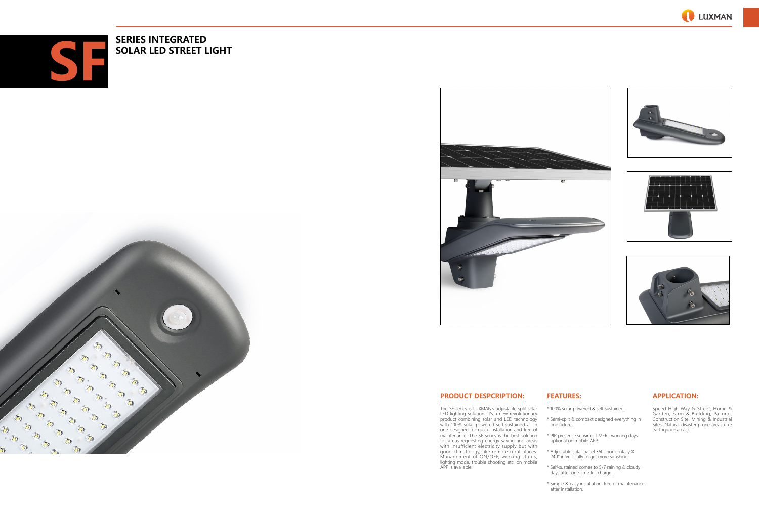# SF SERIES INTEGRATED SOLAR LED STREET LIGHT

## PRODUCT DESPCRIPTION:

The SF series is LUXMAN's adjustable split solar LED lighting solution. It's a new revolutionary product combining solar and LED technology with 100% solar powered self-sustained all in one designed for quick installation and free of maintenance. The SF series is the best solution for areas requesting energy saving and areas with insufficient electricity supply but with good climatology, like remote rural places. Management of ON/OFF, working status, lighting mode, trouble shooting etc. on mobile APP is available.

## FEATURES:

* 100% solar powered & self-sustained.
* Semi-spilt & compact designed everything in one fixture.
* PIR presence sensing, TIMER , working days optional on mobile APP.
* Adjustable solar panel 360° horizontally X 240° in vertically to get more sunshine.
* Self-sustained comes to 5-7 raining & cloudy days after one time full charge.
* Simple & easy installation, free of maintenance after installation.

## APPLICATION:

Speed High Way & Street, Home & Garden, Farm & Building, Parking, Construction Site, Mining & Industrial Sites, Natural disaster-prone areas (like earthquake areas).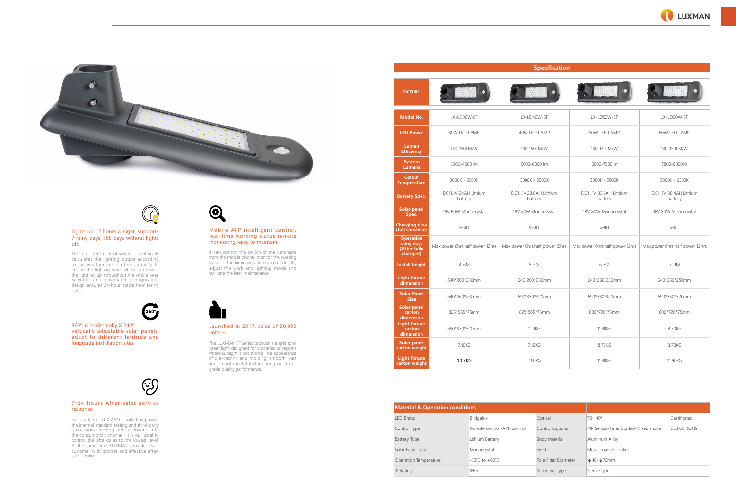LUXMAN

### Lights up 12 hours a night, supports 7 rainy days, 365 days without lights off.

The intelligent control system scientifically calculates the lighting output according to the weather and battery capacity to ensure the lighting time, which can realize the lighting up throughout the whole year. Scientific and reasonable configuration design ensures 24-hour stable monitoring status.

### Mobile APP intelligent control, real-time working status remote monitoring, easy to maintain.

It can control the switch of the luminaire from the mobile phone, monitor the working status of the luminaire and key components, adjust the work and lighting mode and facilitate the later maintenance.

### 360° in horizontally X 240° vertically adjustable solar panels, adapt to different latitude and longitude installation sites.

### Launched in 2017, sales of 50,000 units +.

The LUXMAN SF series product is a split solar street light designed for countries or regions where sunlight is not strong. The appearance of die-casting and molding, smooth lines and smooth metal texture bring out high-grade quality performance.

### 7*24 hours After-sales service response

Each batch of LUXMAN goods has passed the internal standard testing and third-party professional testing before flowing into the consumption channel. It is our goal to control the after-sales to the lowest level. At the same time, LUXMAN provides each customer with prompt and effective after-sales service.

## Specification

| PICTURE | | | | |
|---|---|---|---|---|
| Model No. | LX-LD30W-SF | LX-LD40W-SF | LX-LD50W-SF | LX-LD60W-SF |
| LED Power | 30W LED LAMP | 40W LED LAMP | 50W LED LAMP | 60W LED LAMP |
| Lumen Efficiency | 130-150LM/W | 130-150LM/W | 130-150LM/W | 130-150LM/W |
| System Lumens | 3900-4500 lm | 5000-6000 lm | 6500-7500lm | 7800-9000lm |
| Colour Temperature | 3000K - 6500K | 3000K - 6500K | 3000K - 6500K | 3000K - 6500K |
| Battery Spec. | DC11.1V 24AH Lithium battery | DC11.1V 28.8AH Lithium battery | DC11.1V 33.6AH Lithium battery | DC11.1V 38.4AH Lithium battery |
| Solar panel Spec. | 18V 60W Monocrystal | 18V 60W Monocrystal | 18V 80W Monocrystal | 18V 80W Monocrystal |
| Charging time (full sunshine) | 6-8H | 6-8H | 6-8H | 6-8H |
| Operation rainy days (After fully charged) | Max.power 6hrs;half power 12hrs | Max.power 6hrs;half power 12hrs | Max.power 6hrs;half power 12hrs | Max.power 6hrs;half power 12hrs |
| Install height | 4-6M | 5-7M | 6-8M | 7-9M |
| Light fixture dimension | 640*260*250mm | 640*260*250mm | 640*260*250mm | 640*260*250mm |
| Solar Panel Size | 640*260*250mm | 690*330*320mm | 690*330*320mm | 690*330*320mm |
| Solar panel carton dimension | 825*565*75mm | 825*565*75mm | 800*720*75mm | 800*720*75mm |
| Light fixture carton dimension | 690*330*320mm | 11.0KG | 11.30KG | 8.70KG |
| Solar panel carton weight | 7.10KG | 7.10KG | 8.70KG | 8.70KG |
| Light fixture carton weight | 10.7KG | 11.0KG | 11.30KG | 11.60KG |

| Material & Operation conditions | | | | |
|---|---|---|---|---|
| LED Brand | Bridgelux | Optical | 70*140° | Certificates |
| Control Type | Remote control /APP control | Control Options | PIR Sensor/Time Control/Mixed mode | CE,FCC,ROHS |
| Battery Type | Lithium Battery | Body material | Aluminum Alloy | |
| Solar Panel Type | Monocrystal | Finish | Metal powder coating | |
| Operation Temperature | -30℃ to +60℃ | Pole Fitter Diameter | ϕ48-ϕ76mm | |
| IP Rating | IP65 | Mounting Type | Sleeve type | |